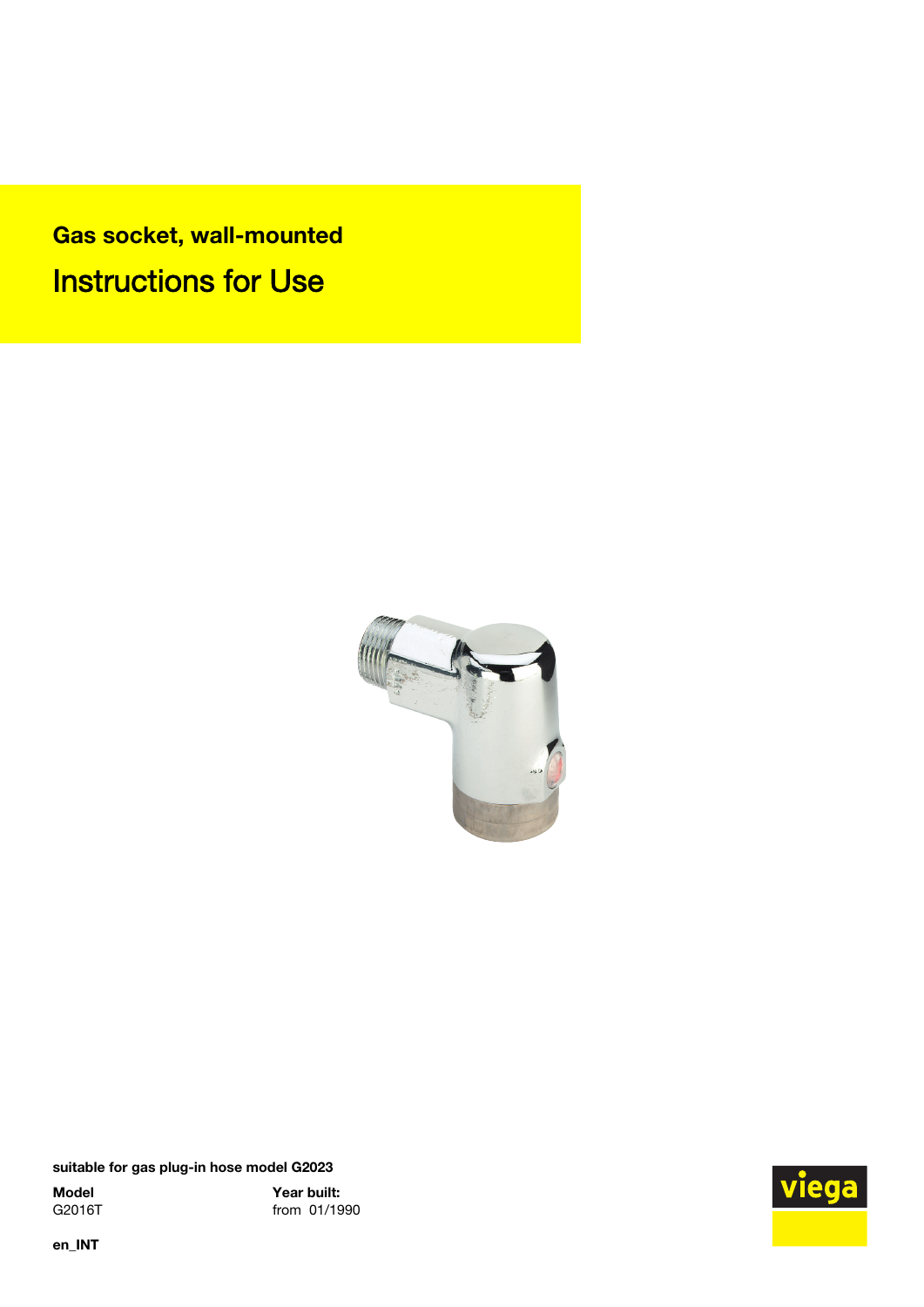# Gas socket, wall-mounted

## Instructions for Use

**suitable for gas plug-in hose model G2023**

| **Model** | **Year built:** |
| --- | --- |
| G2016T | from 01/1990 |

**en_INT**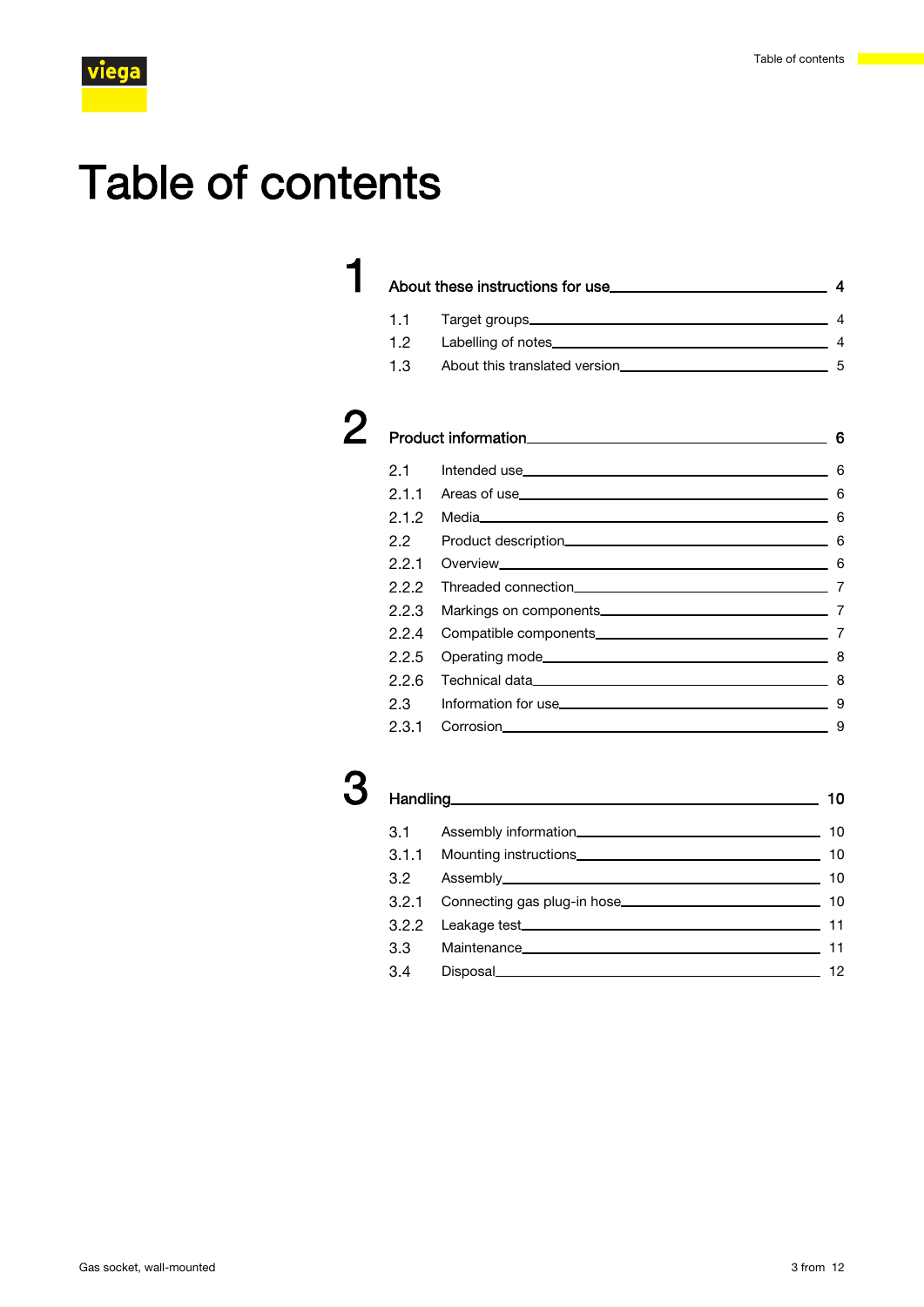# Table of contents

**1 About these instructions for use — 4**

- 1.1 Target groups — 4
- 1.2 Labelling of notes — 4
- 1.3 About this translated version — 5

**2 Product information — 6**

- 2.1 Intended use — 6
- 2.1.1 Areas of use — 6
- 2.1.2 Media — 6
- 2.2 Product description — 6
- 2.2.1 Overview — 6
- 2.2.2 Threaded connection — 7
- 2.2.3 Markings on components — 7
- 2.2.4 Compatible components — 7
- 2.2.5 Operating mode — 8
- 2.2.6 Technical data — 8
- 2.3 Information for use — 9
- 2.3.1 Corrosion — 9

**3 Handling — 10**

- 3.1 Assembly information — 10
- 3.1.1 Mounting instructions — 10
- 3.2 Assembly — 10
- 3.2.1 Connecting gas plug-in hose — 10
- 3.2.2 Leakage test — 11
- 3.3 Maintenance — 11
- 3.4 Disposal — 12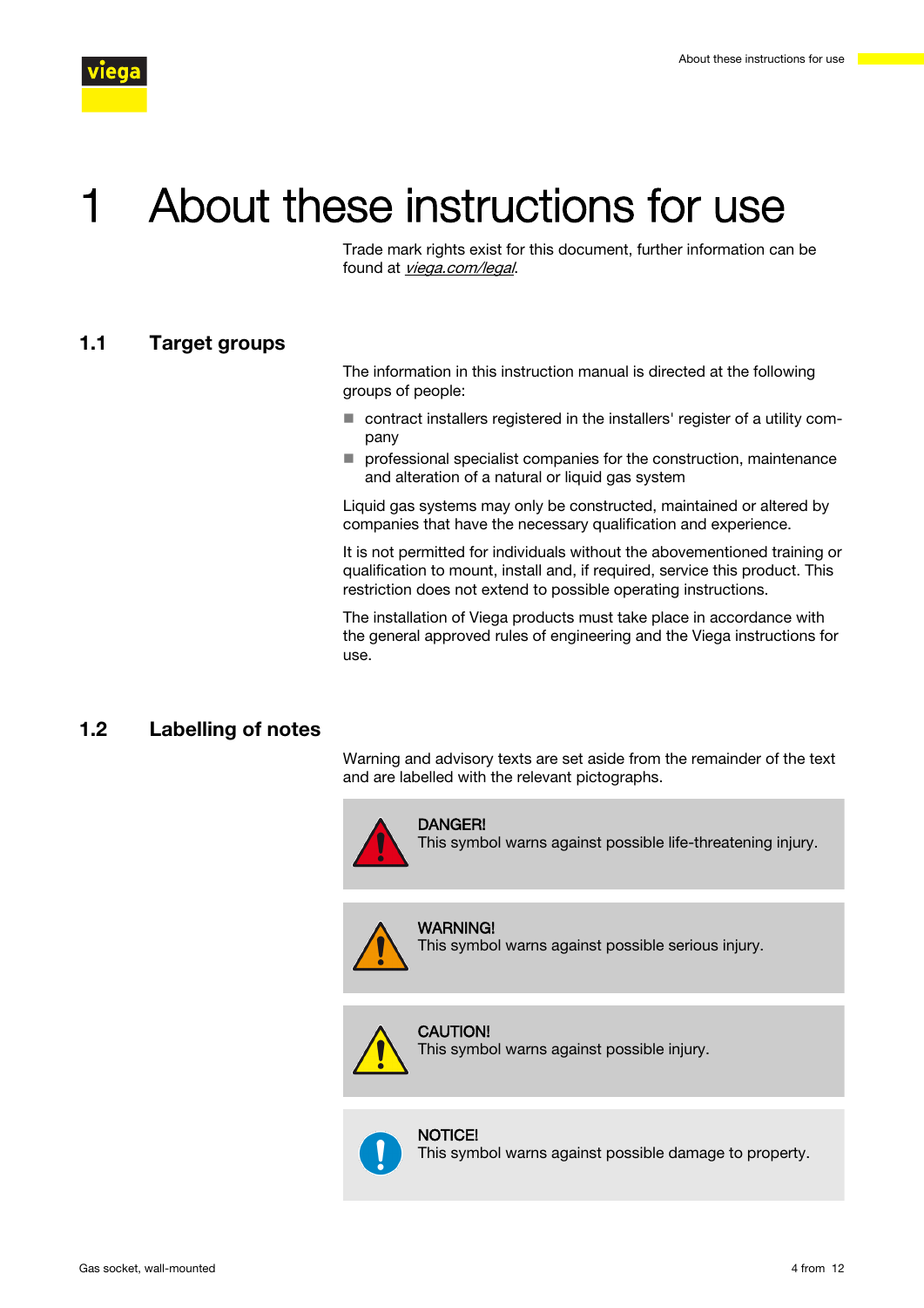# 1 About these instructions for use

Trade mark rights exist for this document, further information can be found at *viega.com/legal*.

## 1.1 Target groups

The information in this instruction manual is directed at the following groups of people:

- contract installers registered in the installers' register of a utility company
- professional specialist companies for the construction, maintenance and alteration of a natural or liquid gas system

Liquid gas systems may only be constructed, maintained or altered by companies that have the necessary qualification and experience.

It is not permitted for individuals without the abovementioned training or qualification to mount, install and, if required, service this product. This restriction does not extend to possible operating instructions.

The installation of Viega products must take place in accordance with the general approved rules of engineering and the Viega instructions for use.

## 1.2 Labelling of notes

Warning and advisory texts are set aside from the remainder of the text and are labelled with the relevant pictographs.

> **DANGER!**
> This symbol warns against possible life-threatening injury.

> **WARNING!**
> This symbol warns against possible serious injury.

> **CAUTION!**
> This symbol warns against possible injury.

> **NOTICE!**
> This symbol warns against possible damage to property.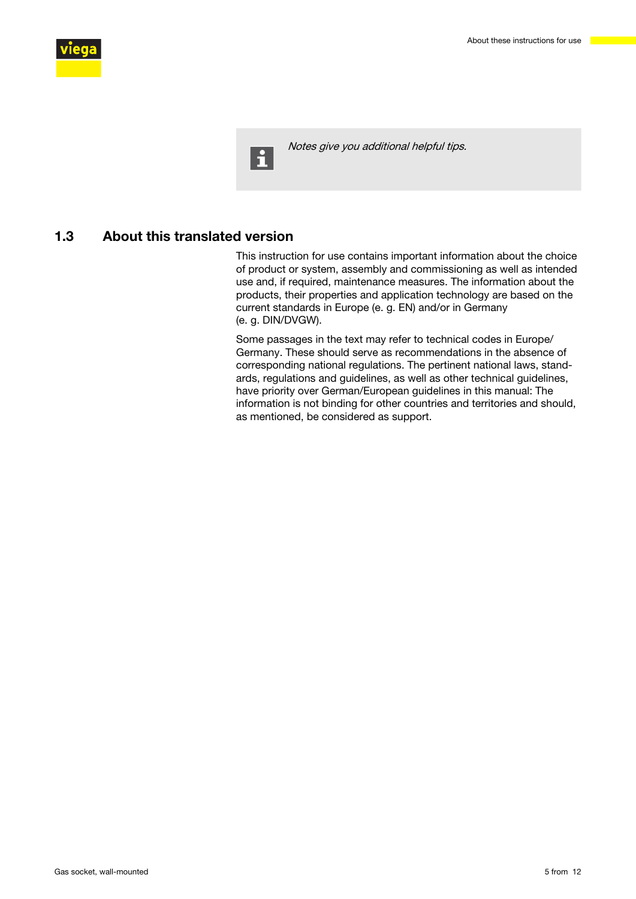> *Notes give you additional helpful tips.*

## 1.3 About this translated version

This instruction for use contains important information about the choice of product or system, assembly and commissioning as well as intended use and, if required, maintenance measures. The information about the products, their properties and application technology are based on the current standards in Europe (e. g. EN) and/or in Germany (e. g. DIN/DVGW).

Some passages in the text may refer to technical codes in Europe/Germany. These should serve as recommendations in the absence of corresponding national regulations. The pertinent national laws, standards, regulations and guidelines, as well as other technical guidelines, have priority over German/European guidelines in this manual: The information is not binding for other countries and territories and should, as mentioned, be considered as support.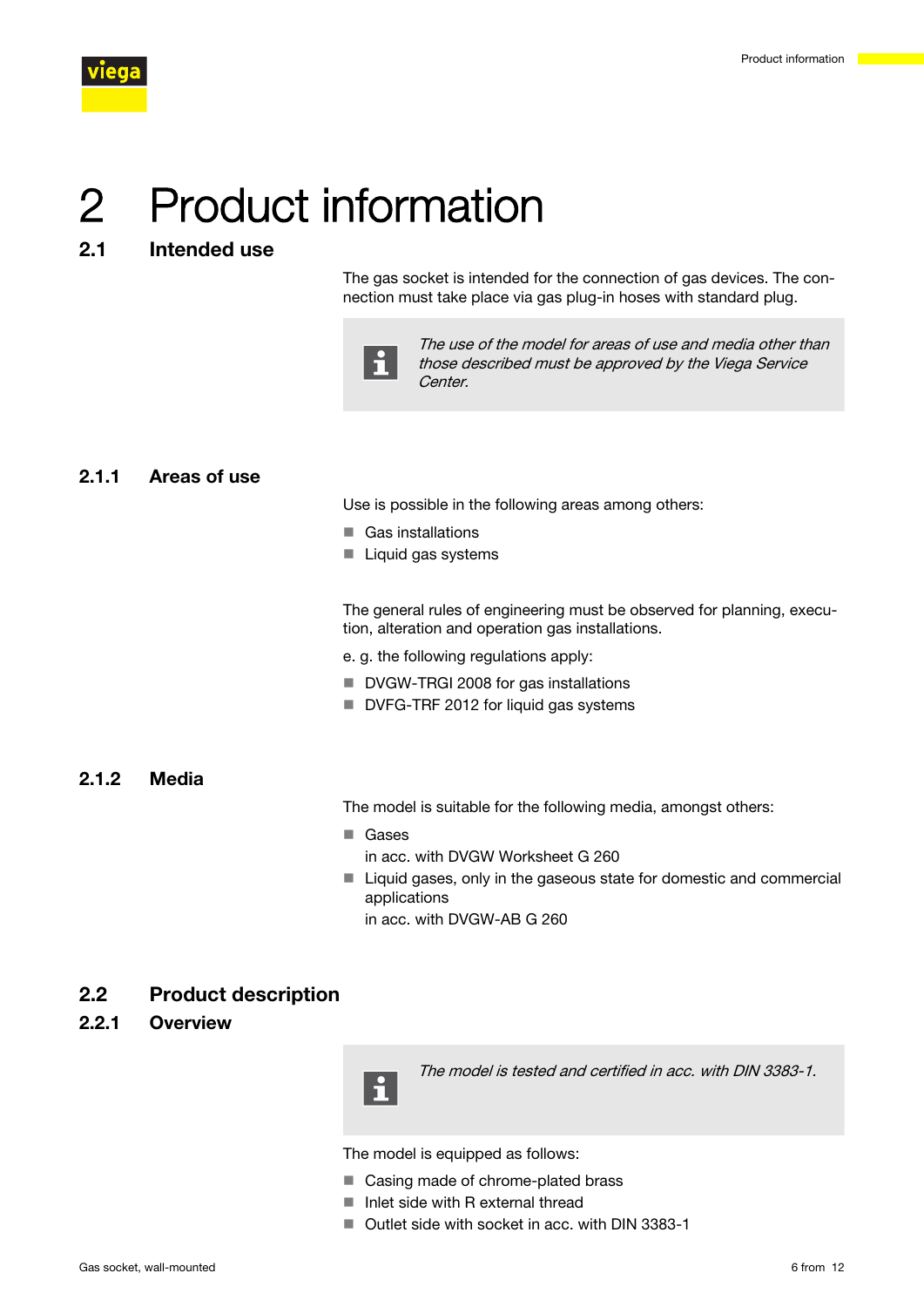# 2 Product information

## 2.1 Intended use

The gas socket is intended for the connection of gas devices. The connection must take place via gas plug-in hoses with standard plug.

> *The use of the model for areas of use and media other than those described must be approved by the Viega Service Center.*

### 2.1.1 Areas of use

Use is possible in the following areas among others:

- Gas installations
- Liquid gas systems

The general rules of engineering must be observed for planning, execution, alteration and operation gas installations.

e. g. the following regulations apply:

- DVGW-TRGI 2008 for gas installations
- DVFG-TRF 2012 for liquid gas systems

### 2.1.2 Media

The model is suitable for the following media, amongst others:

- Gases
  in acc. with DVGW Worksheet G 260
- Liquid gases, only in the gaseous state for domestic and commercial applications
  in acc. with DVGW-AB G 260

## 2.2 Product description

### 2.2.1 Overview

> *The model is tested and certified in acc. with DIN 3383-1.*

The model is equipped as follows:

- Casing made of chrome-plated brass
- Inlet side with R external thread
- Outlet side with socket in acc. with DIN 3383-1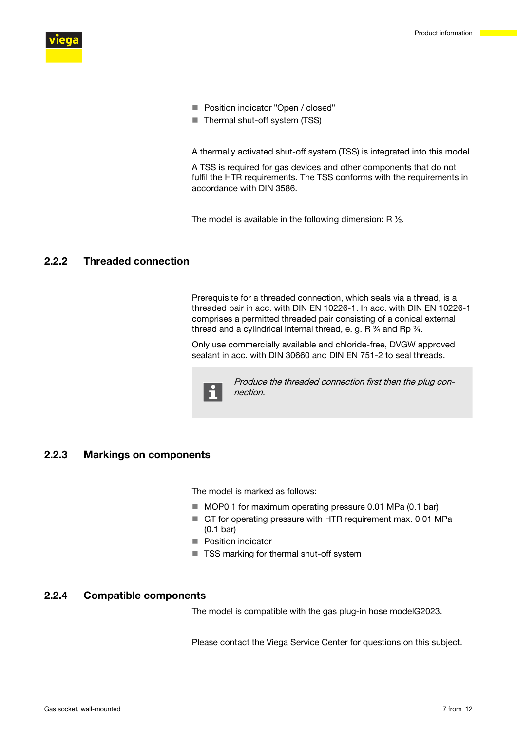- Position indicator "Open / closed"
- Thermal shut-off system (TSS)

A thermally activated shut-off system (TSS) is integrated into this model.

A TSS is required for gas devices and other components that do not fulfil the HTR requirements. The TSS conforms with the requirements in accordance with DIN 3586.

The model is available in the following dimension: R ½.

### 2.2.2 Threaded connection

Prerequisite for a threaded connection, which seals via a thread, is a threaded pair in acc. with DIN EN 10226-1. In acc. with DIN EN 10226-1 comprises a permitted threaded pair consisting of a conical external thread and a cylindrical internal thread, e. g. R ¾ and Rp ¾.

Only use commercially available and chloride-free, DVGW approved sealant in acc. with DIN 30660 and DIN EN 751-2 to seal threads.

> *Produce the threaded connection first then the plug connection.*

### 2.2.3 Markings on components

The model is marked as follows:

- MOP0.1 for maximum operating pressure 0.01 MPa (0.1 bar)
- GT for operating pressure with HTR requirement max. 0.01 MPa (0.1 bar)
- Position indicator
- TSS marking for thermal shut-off system

### 2.2.4 Compatible components

The model is compatible with the gas plug-in hose modelG2023.

Please contact the Viega Service Center for questions on this subject.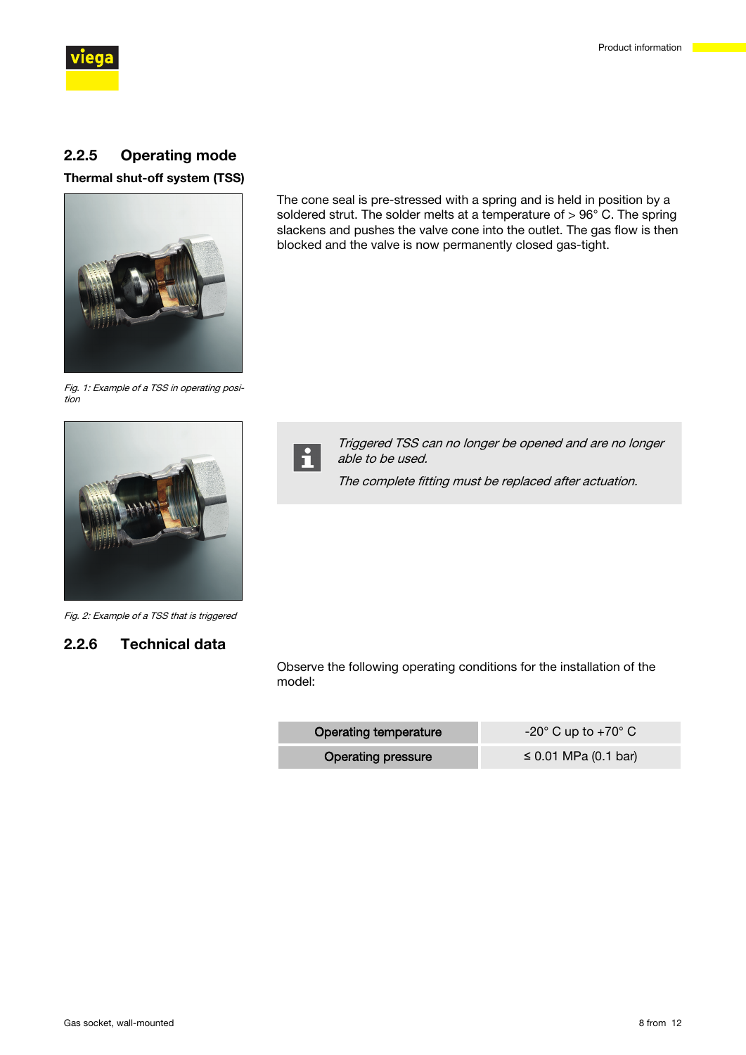## 2.2.5 Operating mode

### Thermal shut-off system (TSS)

Fig. 1: Example of a TSS in operating position

The cone seal is pre-stressed with a spring and is held in position by a soldered strut. The solder melts at a temperature of > 96° C. The spring slackens and pushes the valve cone into the outlet. The gas flow is then blocked and the valve is now permanently closed gas-tight.

Fig. 2: Example of a TSS that is triggered

*Triggered TSS can no longer be opened and are no longer able to be used.*

*The complete fitting must be replaced after actuation.*

## 2.2.6 Technical data

Observe the following operating conditions for the installation of the model:

| Operating temperature | -20° C up to +70° C |
|---|---|
| Operating pressure | ≤ 0.01 MPa (0.1 bar) |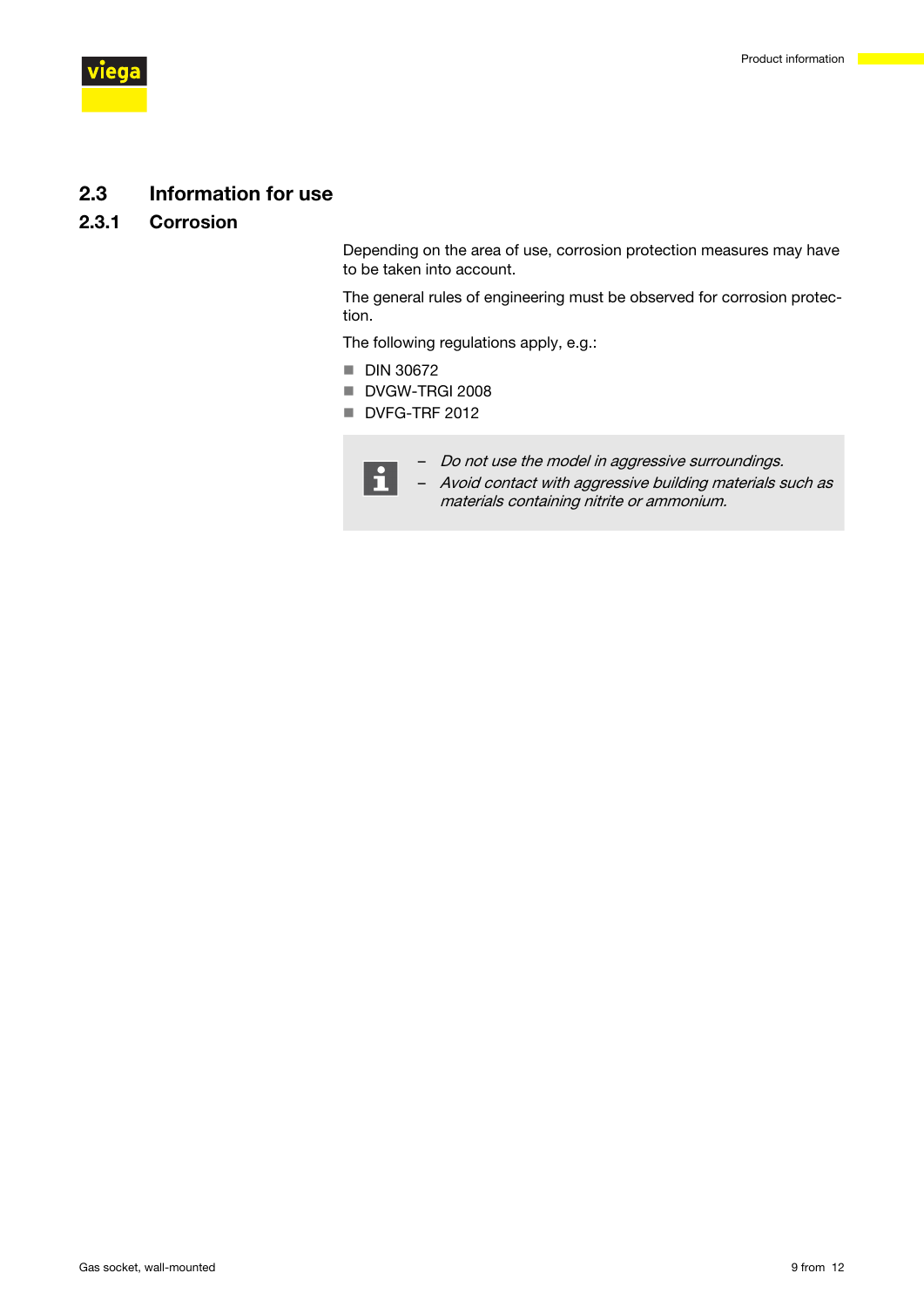## 2.3 Information for use

### 2.3.1 Corrosion

Depending on the area of use, corrosion protection measures may have to be taken into account.

The general rules of engineering must be observed for corrosion protection.

The following regulations apply, e.g.:

- DIN 30672
- DVGW-TRGI 2008
- DVFG-TRF 2012

> – *Do not use the model in aggressive surroundings.*
> – *Avoid contact with aggressive building materials such as materials containing nitrite or ammonium.*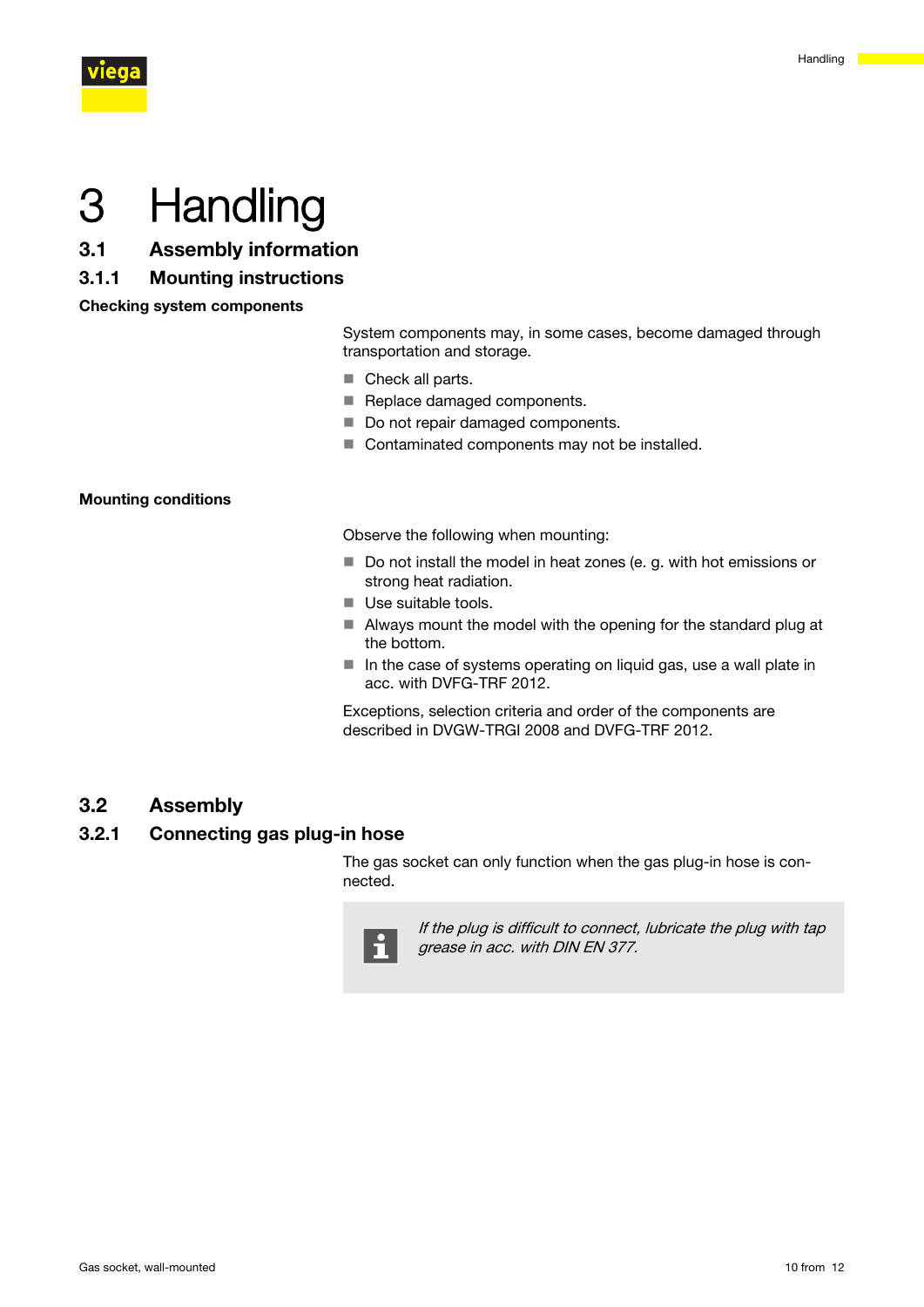# 3 Handling

## 3.1 Assembly information

### 3.1.1 Mounting instructions

**Checking system components**

System components may, in some cases, become damaged through transportation and storage.

- Check all parts.
- Replace damaged components.
- Do not repair damaged components.
- Contaminated components may not be installed.

**Mounting conditions**

Observe the following when mounting:

- Do not install the model in heat zones (e. g. with hot emissions or strong heat radiation.
- Use suitable tools.
- Always mount the model with the opening for the standard plug at the bottom.
- In the case of systems operating on liquid gas, use a wall plate in acc. with DVFG-TRF 2012.

Exceptions, selection criteria and order of the components are described in DVGW-TRGI 2008 and DVFG-TRF 2012.

## 3.2 Assembly

### 3.2.1 Connecting gas plug-in hose

The gas socket can only function when the gas plug-in hose is connected.

> *If the plug is difficult to connect, lubricate the plug with tap grease in acc. with DIN EN 377.*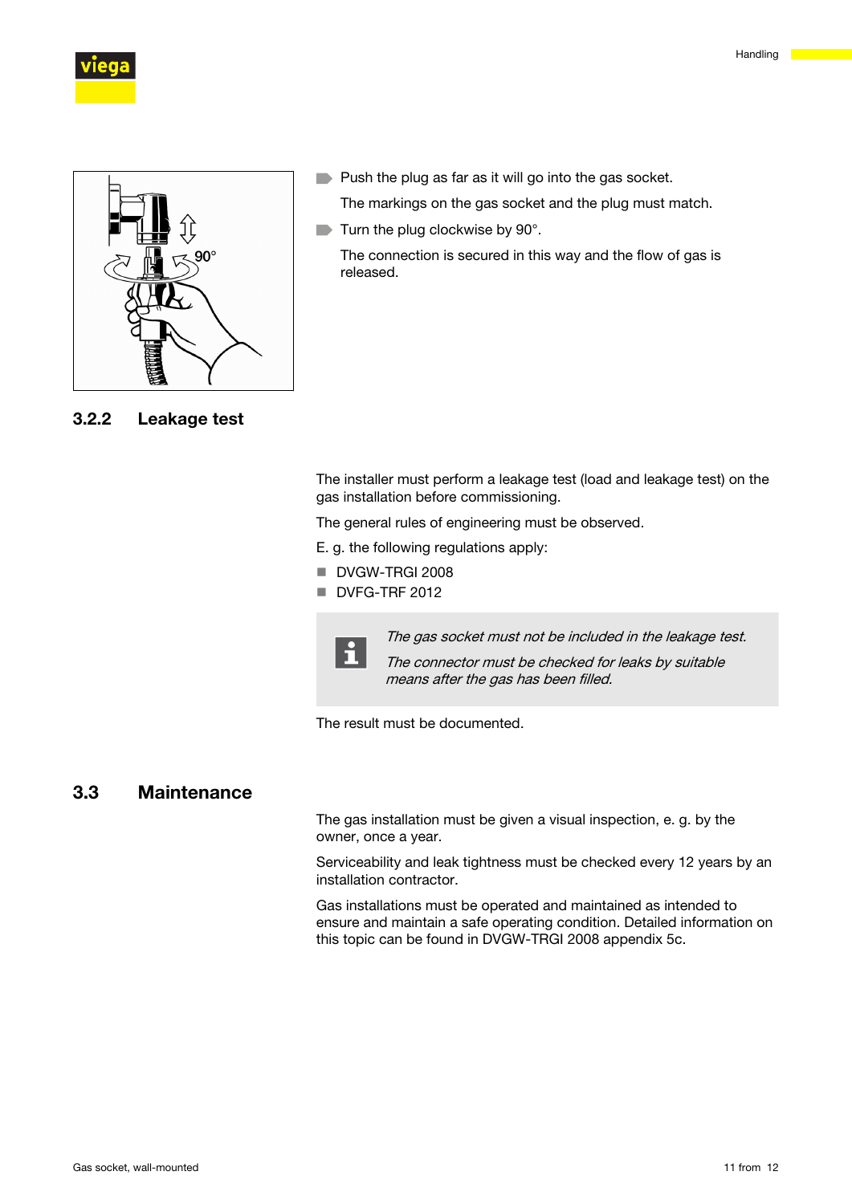- Push the plug as far as it will go into the gas socket.

  The markings on the gas socket and the plug must match.

- Turn the plug clockwise by 90°.

  The connection is secured in this way and the flow of gas is released.

### 3.2.2 Leakage test

The installer must perform a leakage test (load and leakage test) on the gas installation before commissioning.

The general rules of engineering must be observed.

E. g. the following regulations apply:

- DVGW-TRGI 2008
- DVFG-TRF 2012

> *The gas socket must not be included in the leakage test.*
>
> *The connector must be checked for leaks by suitable means after the gas has been filled.*

The result must be documented.

## 3.3 Maintenance

The gas installation must be given a visual inspection, e. g. by the owner, once a year.

Serviceability and leak tightness must be checked every 12 years by an installation contractor.

Gas installations must be operated and maintained as intended to ensure and maintain a safe operating condition. Detailed information on this topic can be found in DVGW-TRGI 2008 appendix 5c.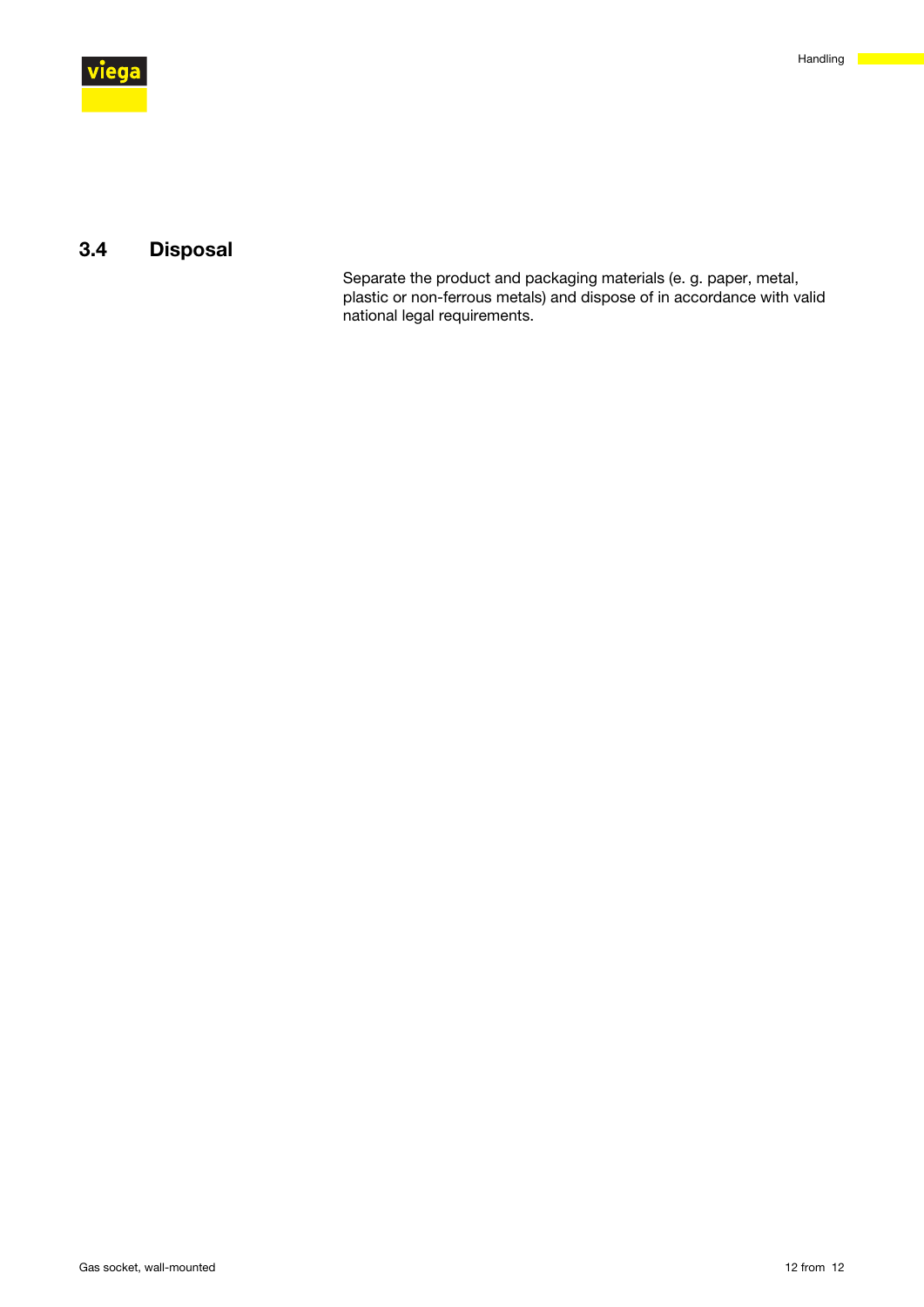## 3.4 Disposal

Separate the product and packaging materials (e. g. paper, metal, plastic or non-ferrous metals) and dispose of in accordance with valid national legal requirements.